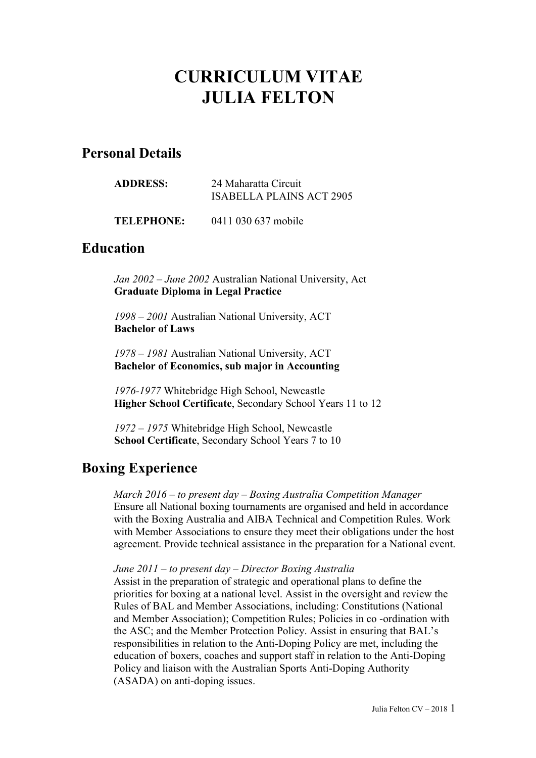# CURRICULUM VITAE
# JULIA FELTON

## Personal Details

**ADDRESS:** 24 Maharatta Circuit
ISABELLA PLAINS ACT 2905

**TELEPHONE:** 0411 030 637 mobile

## Education

*Jan 2002 – June 2002* Australian National University, Act
**Graduate Diploma in Legal Practice**

*1998 – 2001* Australian National University, ACT
**Bachelor of Laws**

*1978 – 1981* Australian National University, ACT
**Bachelor of Economics, sub major in Accounting**

*1976-1977* Whitebridge High School, Newcastle
**Higher School Certificate**, Secondary School Years 11 to 12

*1972 – 1975* Whitebridge High School, Newcastle
**School Certificate**, Secondary School Years 7 to 10

## Boxing Experience

*March 2016 – to present day – Boxing Australia Competition Manager*
Ensure all National boxing tournaments are organised and held in accordance with the Boxing Australia and AIBA Technical and Competition Rules. Work with Member Associations to ensure they meet their obligations under the host agreement. Provide technical assistance in the preparation for a National event.

*June 2011 – to present day – Director Boxing Australia*
Assist in the preparation of strategic and operational plans to define the priorities for boxing at a national level. Assist in the oversight and review the Rules of BAL and Member Associations, including: Constitutions (National and Member Association); Competition Rules; Policies in co -ordination with the ASC; and the Member Protection Policy. Assist in ensuring that BAL's responsibilities in relation to the Anti-Doping Policy are met, including the education of boxers, coaches and support staff in relation to the Anti-Doping Policy and liaison with the Australian Sports Anti-Doping Authority (ASADA) on anti-doping issues.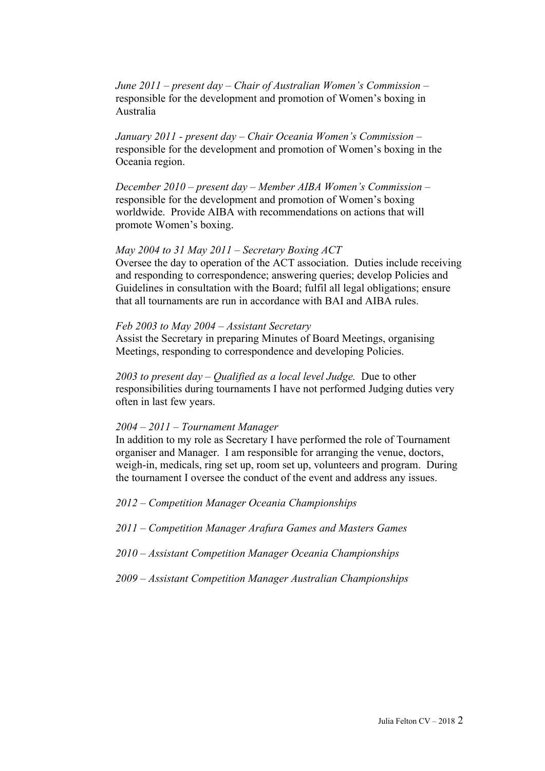*June 2011 – present day – Chair of Australian Women's Commission* – responsible for the development and promotion of Women's boxing in Australia

*January 2011 - present day – Chair Oceania Women's Commission* – responsible for the development and promotion of Women's boxing in the Oceania region.

*December 2010 – present day – Member AIBA Women's Commission* – responsible for the development and promotion of Women's boxing worldwide. Provide AIBA with recommendations on actions that will promote Women's boxing.

*May 2004 to 31 May 2011 – Secretary Boxing ACT*
Oversee the day to operation of the ACT association. Duties include receiving and responding to correspondence; answering queries; develop Policies and Guidelines in consultation with the Board; fulfil all legal obligations; ensure that all tournaments are run in accordance with BAI and AIBA rules.

*Feb 2003 to May 2004 – Assistant Secretary*
Assist the Secretary in preparing Minutes of Board Meetings, organising Meetings, responding to correspondence and developing Policies.

*2003 to present day – Qualified as a local level Judge.* Due to other responsibilities during tournaments I have not performed Judging duties very often in last few years.

*2004 – 2011 – Tournament Manager*
In addition to my role as Secretary I have performed the role of Tournament organiser and Manager. I am responsible for arranging the venue, doctors, weigh-in, medicals, ring set up, room set up, volunteers and program. During the tournament I oversee the conduct of the event and address any issues.

*2012 – Competition Manager Oceania Championships*

*2011 – Competition Manager Arafura Games and Masters Games*

*2010 – Assistant Competition Manager Oceania Championships*

*2009 – Assistant Competition Manager Australian Championships*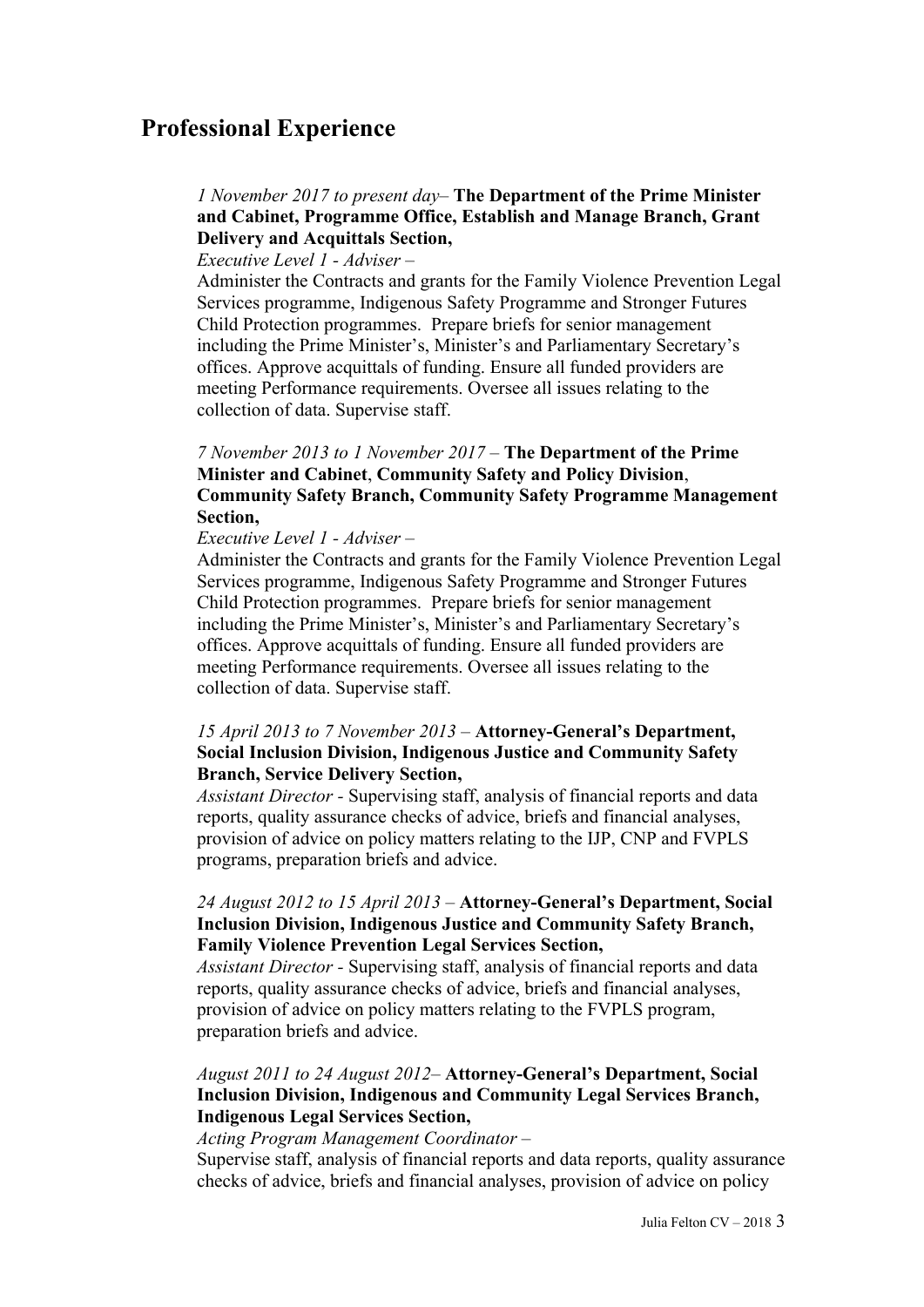## Professional Experience

*1 November 2017 to present day*– **The Department of the Prime Minister and Cabinet, Programme Office, Establish and Manage Branch, Grant Delivery and Acquittals Section,**

*Executive Level 1 - Adviser* –

Administer the Contracts and grants for the Family Violence Prevention Legal Services programme, Indigenous Safety Programme and Stronger Futures Child Protection programmes. Prepare briefs for senior management including the Prime Minister's, Minister's and Parliamentary Secretary's offices. Approve acquittals of funding. Ensure all funded providers are meeting Performance requirements. Oversee all issues relating to the collection of data. Supervise staff.

*7 November 2013 to 1 November 2017* – **The Department of the Prime Minister and Cabinet**, **Community Safety and Policy Division**, **Community Safety Branch, Community Safety Programme Management Section,**

*Executive Level 1 - Adviser* –

Administer the Contracts and grants for the Family Violence Prevention Legal Services programme, Indigenous Safety Programme and Stronger Futures Child Protection programmes. Prepare briefs for senior management including the Prime Minister's, Minister's and Parliamentary Secretary's offices. Approve acquittals of funding. Ensure all funded providers are meeting Performance requirements. Oversee all issues relating to the collection of data. Supervise staff.

*15 April 2013 to 7 November 2013* – **Attorney-General's Department, Social Inclusion Division, Indigenous Justice and Community Safety Branch, Service Delivery Section,**

*Assistant Director* - Supervising staff, analysis of financial reports and data reports, quality assurance checks of advice, briefs and financial analyses, provision of advice on policy matters relating to the IJP, CNP and FVPLS programs, preparation briefs and advice.

*24 August 2012 to 15 April 2013* – **Attorney-General's Department, Social Inclusion Division, Indigenous Justice and Community Safety Branch, Family Violence Prevention Legal Services Section,**

*Assistant Director* - Supervising staff, analysis of financial reports and data reports, quality assurance checks of advice, briefs and financial analyses, provision of advice on policy matters relating to the FVPLS program, preparation briefs and advice.

*August 2011 to 24 August 2012*– **Attorney-General's Department, Social Inclusion Division, Indigenous and Community Legal Services Branch, Indigenous Legal Services Section,**

*Acting Program Management Coordinator* –

Supervise staff, analysis of financial reports and data reports, quality assurance checks of advice, briefs and financial analyses, provision of advice on policy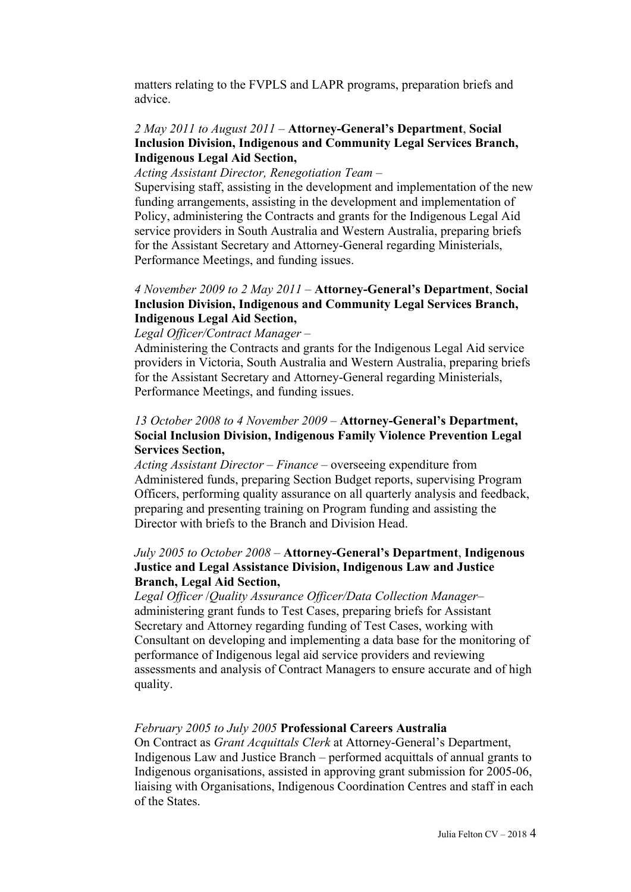matters relating to the FVPLS and LAPR programs, preparation briefs and advice.

*2 May 2011 to August 2011* – **Attorney-General's Department**, **Social Inclusion Division, Indigenous and Community Legal Services Branch, Indigenous Legal Aid Section,**

*Acting Assistant Director, Renegotiation Team* –
Supervising staff, assisting in the development and implementation of the new funding arrangements, assisting in the development and implementation of Policy, administering the Contracts and grants for the Indigenous Legal Aid service providers in South Australia and Western Australia, preparing briefs for the Assistant Secretary and Attorney-General regarding Ministerials, Performance Meetings, and funding issues.

*4 November 2009 to 2 May 2011* – **Attorney-General's Department**, **Social Inclusion Division, Indigenous and Community Legal Services Branch, Indigenous Legal Aid Section,**

*Legal Officer/Contract Manager* –
Administering the Contracts and grants for the Indigenous Legal Aid service providers in Victoria, South Australia and Western Australia, preparing briefs for the Assistant Secretary and Attorney-General regarding Ministerials, Performance Meetings, and funding issues.

*13 October 2008 to 4 November 2009* – **Attorney-General's Department, Social Inclusion Division, Indigenous Family Violence Prevention Legal Services Section,**

*Acting Assistant Director – Finance* – overseeing expenditure from Administered funds, preparing Section Budget reports, supervising Program Officers, performing quality assurance on all quarterly analysis and feedback, preparing and presenting training on Program funding and assisting the Director with briefs to the Branch and Division Head.

*July 2005 to October 2008* – **Attorney-General's Department**, **Indigenous Justice and Legal Assistance Division, Indigenous Law and Justice Branch, Legal Aid Section,**

*Legal Officer /Quality Assurance Officer/Data Collection Manager*– administering grant funds to Test Cases, preparing briefs for Assistant Secretary and Attorney regarding funding of Test Cases, working with Consultant on developing and implementing a data base for the monitoring of performance of Indigenous legal aid service providers and reviewing assessments and analysis of Contract Managers to ensure accurate and of high quality.

*February 2005 to July 2005* **Professional Careers Australia**
On Contract as *Grant Acquittals Clerk* at Attorney-General's Department, Indigenous Law and Justice Branch – performed acquittals of annual grants to Indigenous organisations, assisted in approving grant submission for 2005-06, liaising with Organisations, Indigenous Coordination Centres and staff in each of the States.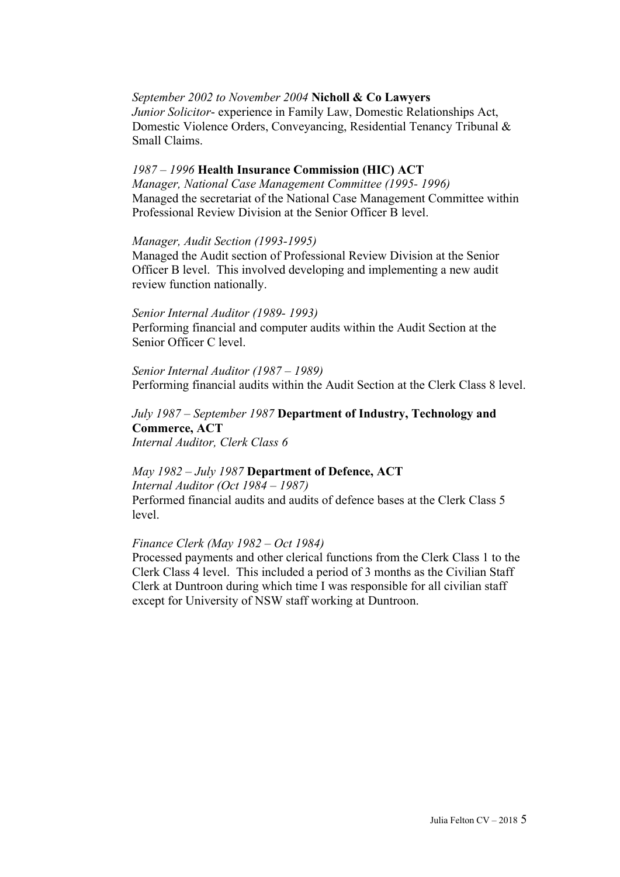*September 2002 to November 2004* **Nicholl & Co Lawyers**
*Junior Solicitor*- experience in Family Law, Domestic Relationships Act, Domestic Violence Orders, Conveyancing, Residential Tenancy Tribunal & Small Claims.

*1987 – 1996* **Health Insurance Commission (HIC) ACT**
*Manager, National Case Management Committee (1995- 1996)*
Managed the secretariat of the National Case Management Committee within Professional Review Division at the Senior Officer B level.

*Manager, Audit Section (1993-1995)*
Managed the Audit section of Professional Review Division at the Senior Officer B level. This involved developing and implementing a new audit review function nationally.

*Senior Internal Auditor (1989- 1993)*
Performing financial and computer audits within the Audit Section at the Senior Officer C level.

*Senior Internal Auditor (1987 – 1989)*
Performing financial audits within the Audit Section at the Clerk Class 8 level.

*July 1987 – September 1987* **Department of Industry, Technology and Commerce, ACT**
*Internal Auditor, Clerk Class 6*

*May 1982 – July 1987* **Department of Defence, ACT**
*Internal Auditor (Oct 1984 – 1987)*
Performed financial audits and audits of defence bases at the Clerk Class 5 level.

*Finance Clerk (May 1982 – Oct 1984)*
Processed payments and other clerical functions from the Clerk Class 1 to the Clerk Class 4 level. This included a period of 3 months as the Civilian Staff Clerk at Duntroon during which time I was responsible for all civilian staff except for University of NSW staff working at Duntroon.